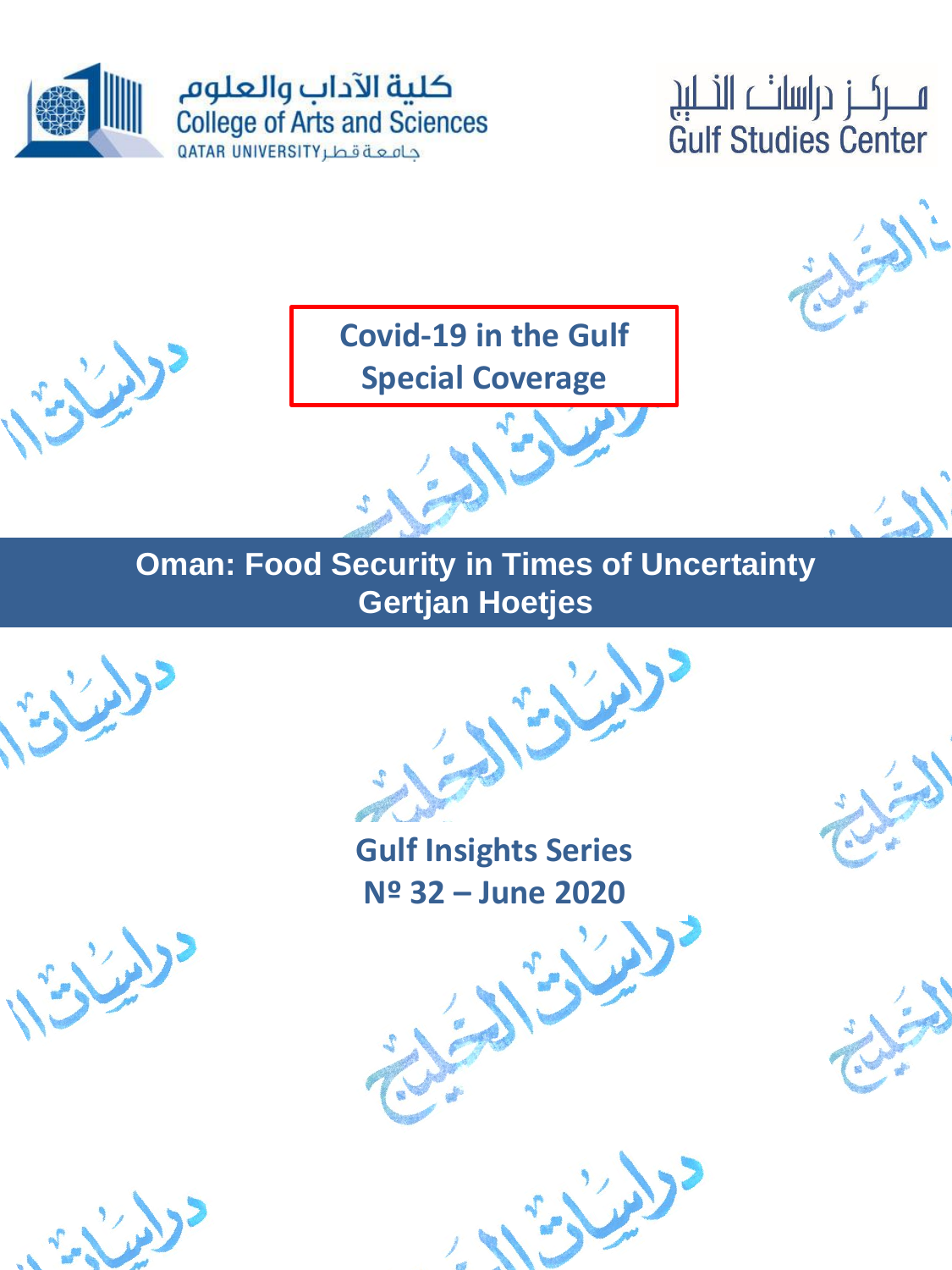كلية الآداب والعلوم
College of Arts and Sciences
QATAR UNIVERSITY جامعة قطر

مركز دراسات الخليج
Gulf Studies Center

**Covid-19 in the Gulf**
**Special Coverage**

# Oman: Food Security in Times of Uncertainty

**Gertjan Hoetjes**

**Gulf Insights Series**
**Nº 32 – June 2020**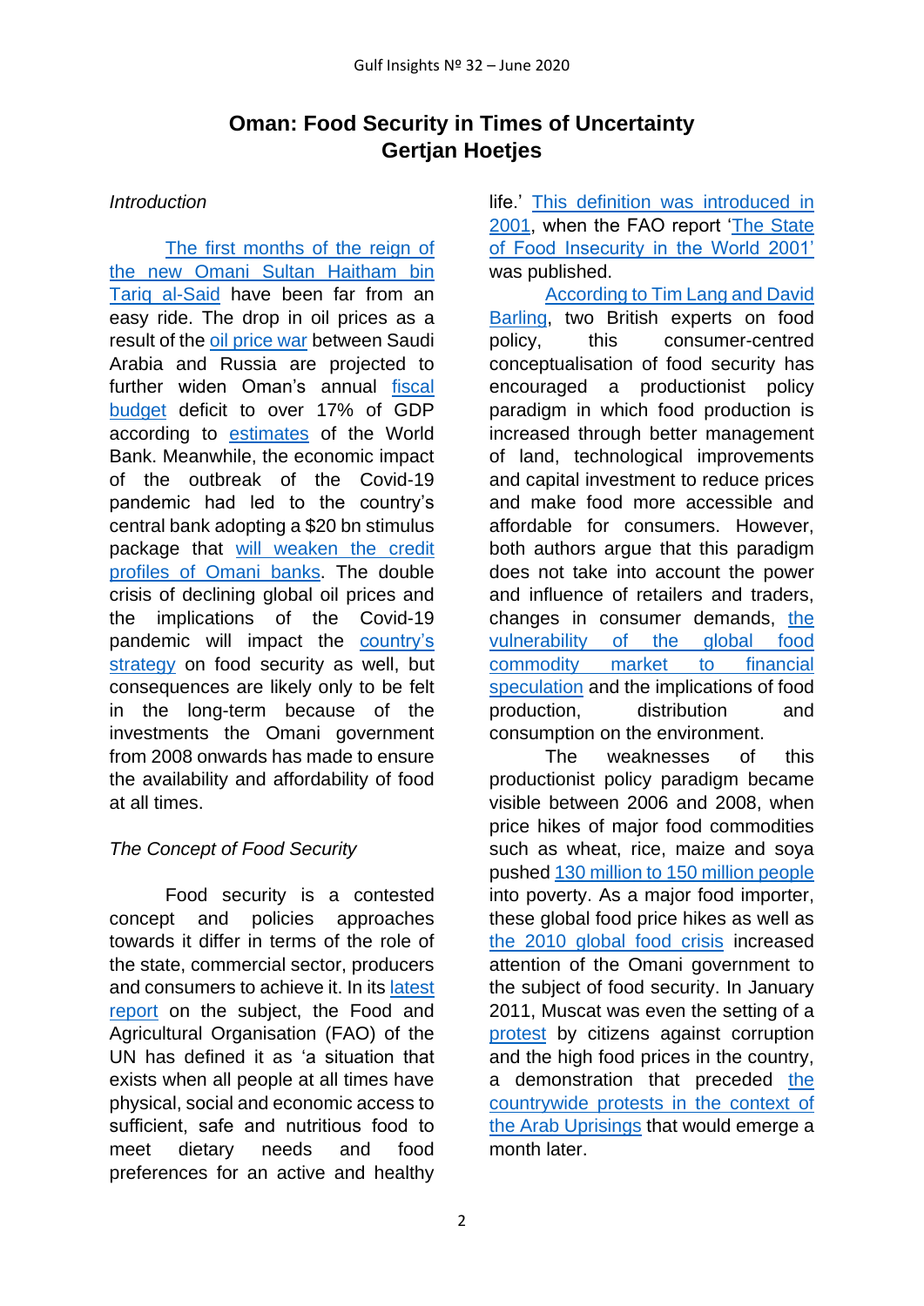# Oman: Food Security in Times of Uncertainty
## Gertjan Hoetjes

### *Introduction*

The first months of the reign of the new Omani Sultan Haitham bin Tariq al-Said have been far from an easy ride. The drop in oil prices as a result of the oil price war between Saudi Arabia and Russia are projected to further widen Oman's annual fiscal budget deficit to over 17% of GDP according to estimates of the World Bank. Meanwhile, the economic impact of the outbreak of the Covid-19 pandemic had led to the country's central bank adopting a $20 bn stimulus package that will weaken the credit profiles of Omani banks. The double crisis of declining global oil prices and the implications of the Covid-19 pandemic will impact the country's strategy on food security as well, but consequences are likely only to be felt in the long-term because of the investments the Omani government from 2008 onwards has made to ensure the availability and affordability of food at all times.

### *The Concept of Food Security*

Food security is a contested concept and policies approaches towards it differ in terms of the role of the state, commercial sector, producers and consumers to achieve it. In its latest report on the subject, the Food and Agricultural Organisation (FAO) of the UN has defined it as 'a situation that exists when all people at all times have physical, social and economic access to sufficient, safe and nutritious food to meet dietary needs and food preferences for an active and healthy life.' This definition was introduced in 2001, when the FAO report 'The State of Food Insecurity in the World 2001' was published.

According to Tim Lang and David Barling, two British experts on food policy, this consumer-centred conceptualisation of food security has encouraged a productionist policy paradigm in which food production is increased through better management of land, technological improvements and capital investment to reduce prices and make food more accessible and affordable for consumers. However, both authors argue that this paradigm does not take into account the power and influence of retailers and traders, changes in consumer demands, the vulnerability of the global food commodity market to financial speculation and the implications of food production, distribution and consumption on the environment.

The weaknesses of this productionist policy paradigm became visible between 2006 and 2008, when price hikes of major food commodities such as wheat, rice, maize and soya pushed 130 million to 150 million people into poverty. As a major food importer, these global food price hikes as well as the 2010 global food crisis increased attention of the Omani government to the subject of food security. In January 2011, Muscat was even the setting of a protest by citizens against corruption and the high food prices in the country, a demonstration that preceded the countrywide protests in the context of the Arab Uprisings that would emerge a month later.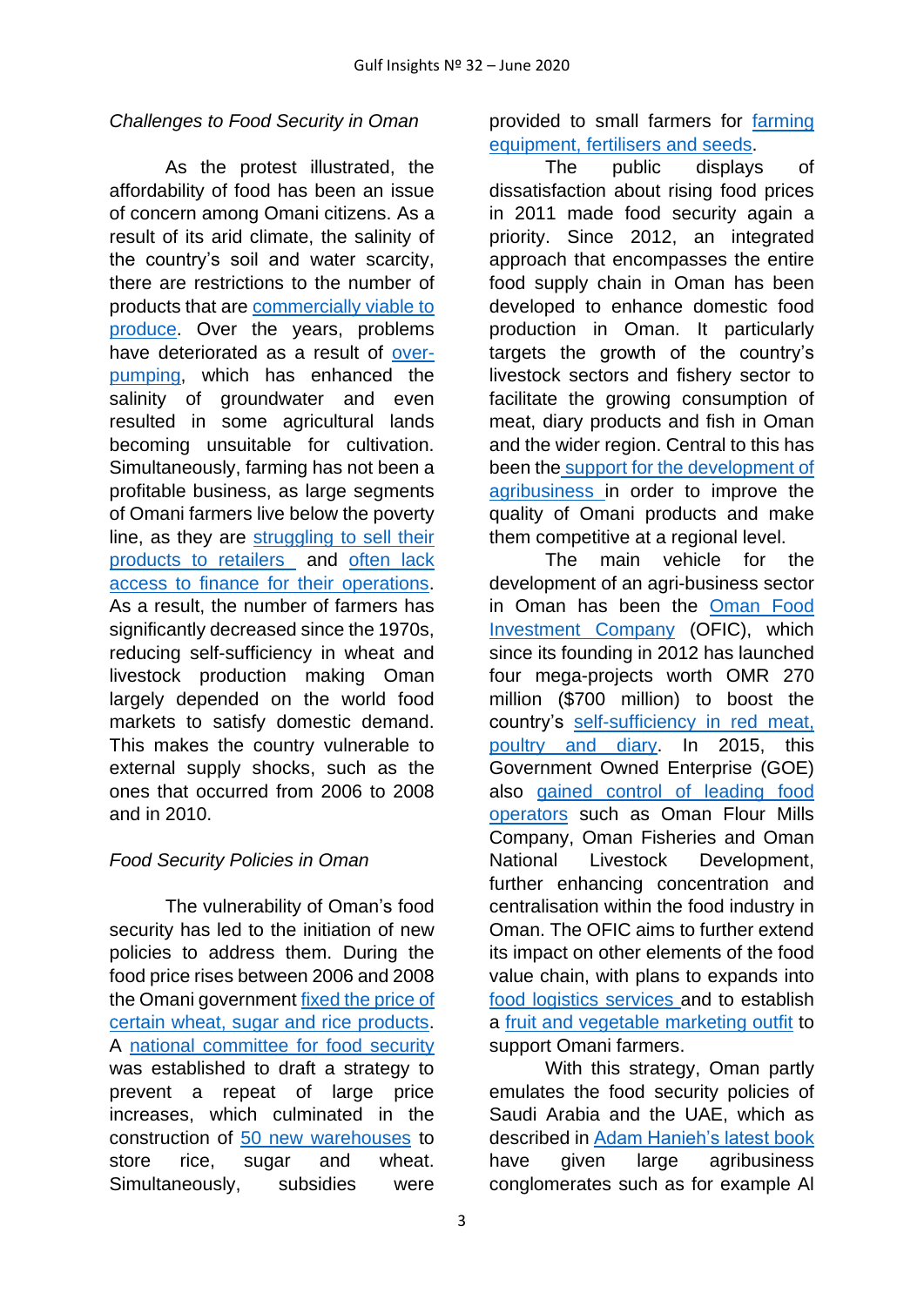*Challenges to Food Security in Oman*

As the protest illustrated, the affordability of food has been an issue of concern among Omani citizens. As a result of its arid climate, the salinity of the country's soil and water scarcity, there are restrictions to the number of products that are commercially viable to produce. Over the years, problems have deteriorated as a result of over-pumping, which has enhanced the salinity of groundwater and even resulted in some agricultural lands becoming unsuitable for cultivation. Simultaneously, farming has not been a profitable business, as large segments of Omani farmers live below the poverty line, as they are struggling to sell their products to retailers and often lack access to finance for their operations. As a result, the number of farmers has significantly decreased since the 1970s, reducing self-sufficiency in wheat and livestock production making Oman largely depended on the world food markets to satisfy domestic demand. This makes the country vulnerable to external supply shocks, such as the ones that occurred from 2006 to 2008 and in 2010.

*Food Security Policies in Oman*

The vulnerability of Oman's food security has led to the initiation of new policies to address them. During the food price rises between 2006 and 2008 the Omani government fixed the price of certain wheat, sugar and rice products. A national committee for food security was established to draft a strategy to prevent a repeat of large price increases, which culminated in the construction of 50 new warehouses to store rice, sugar and wheat. Simultaneously, subsidies were provided to small farmers for farming equipment, fertilisers and seeds.

The public displays of dissatisfaction about rising food prices in 2011 made food security again a priority. Since 2012, an integrated approach that encompasses the entire food supply chain in Oman has been developed to enhance domestic food production in Oman. It particularly targets the growth of the country's livestock sectors and fishery sector to facilitate the growing consumption of meat, diary products and fish in Oman and the wider region. Central to this has been the support for the development of agribusiness in order to improve the quality of Omani products and make them competitive at a regional level.

The main vehicle for the development of an agri-business sector in Oman has been the Oman Food Investment Company (OFIC), which since its founding in 2012 has launched four mega-projects worth OMR 270 million ($700 million) to boost the country's self-sufficiency in red meat, poultry and diary. In 2015, this Government Owned Enterprise (GOE) also gained control of leading food operators such as Oman Flour Mills Company, Oman Fisheries and Oman National Livestock Development, further enhancing concentration and centralisation within the food industry in Oman. The OFIC aims to further extend its impact on other elements of the food value chain, with plans to expands into food logistics services and to establish a fruit and vegetable marketing outfit to support Omani farmers.

With this strategy, Oman partly emulates the food security policies of Saudi Arabia and the UAE, which as described in Adam Hanieh's latest book have given large agribusiness conglomerates such as for example Al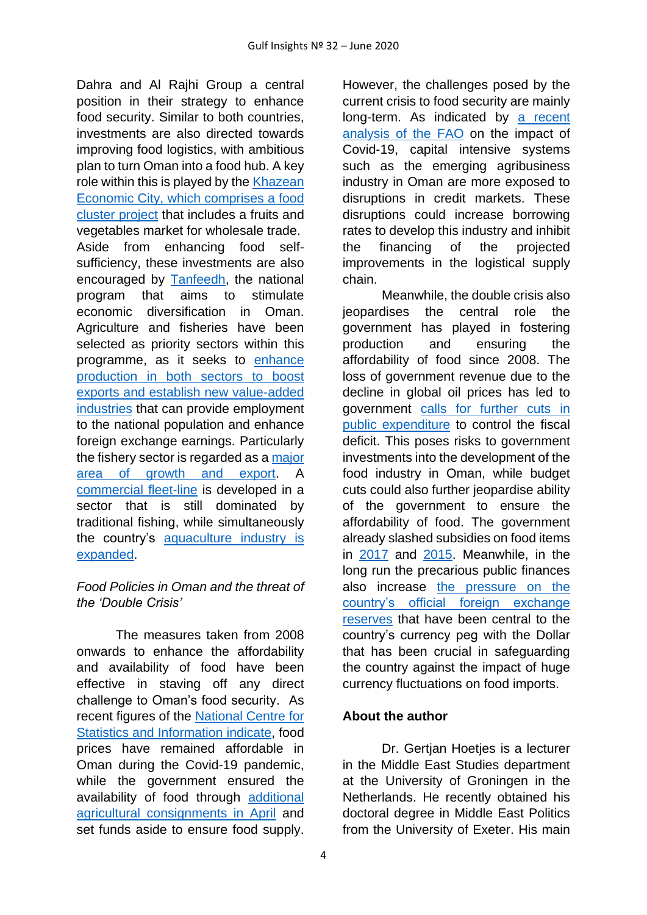Dahra and Al Rajhi Group a central position in their strategy to enhance food security. Similar to both countries, investments are also directed towards improving food logistics, with ambitious plan to turn Oman into a food hub. A key role within this is played by the Khazean Economic City, which comprises a food cluster project that includes a fruits and vegetables market for wholesale trade. Aside from enhancing food self-sufficiency, these investments are also encouraged by Tanfeedh, the national program that aims to stimulate economic diversification in Oman. Agriculture and fisheries have been selected as priority sectors within this programme, as it seeks to enhance production in both sectors to boost exports and establish new value-added industries that can provide employment to the national population and enhance foreign exchange earnings. Particularly the fishery sector is regarded as a major area of growth and export. A commercial fleet-line is developed in a sector that is still dominated by traditional fishing, while simultaneously the country's aquaculture industry is expanded.

*Food Policies in Oman and the threat of the 'Double Crisis'*

The measures taken from 2008 onwards to enhance the affordability and availability of food have been effective in staving off any direct challenge to Oman's food security. As recent figures of the National Centre for Statistics and Information indicate, food prices have remained affordable in Oman during the Covid-19 pandemic, while the government ensured the availability of food through additional agricultural consignments in April and set funds aside to ensure food supply.

However, the challenges posed by the current crisis to food security are mainly long-term. As indicated by a recent analysis of the FAO on the impact of Covid-19, capital intensive systems such as the emerging agribusiness industry in Oman are more exposed to disruptions in credit markets. These disruptions could increase borrowing rates to develop this industry and inhibit the financing of the projected improvements in the logistical supply chain.

Meanwhile, the double crisis also jeopardises the central role the government has played in fostering production and ensuring the affordability of food since 2008. The loss of government revenue due to the decline in global oil prices has led to government calls for further cuts in public expenditure to control the fiscal deficit. This poses risks to government investments into the development of the food industry in Oman, while budget cuts could also further jeopardise ability of the government to ensure the affordability of food. The government already slashed subsidies on food items in 2017 and 2015. Meanwhile, in the long run the precarious public finances also increase the pressure on the country's official foreign exchange reserves that have been central to the country's currency peg with the Dollar that has been crucial in safeguarding the country against the impact of huge currency fluctuations on food imports.

**About the author**

Dr. Gertjan Hoetjes is a lecturer in the Middle East Studies department at the University of Groningen in the Netherlands. He recently obtained his doctoral degree in Middle East Politics from the University of Exeter. His main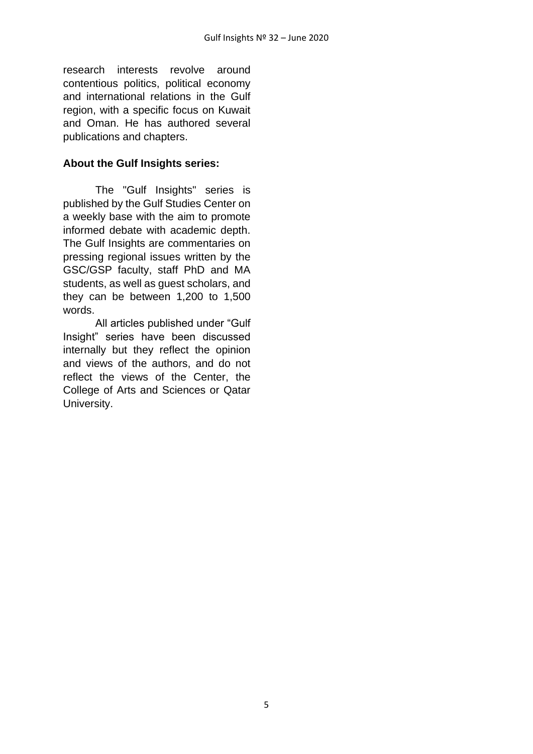research interests revolve around contentious politics, political economy and international relations in the Gulf region, with a specific focus on Kuwait and Oman. He has authored several publications and chapters.

**About the Gulf Insights series:**

The "Gulf Insights" series is published by the Gulf Studies Center on a weekly base with the aim to promote informed debate with academic depth. The Gulf Insights are commentaries on pressing regional issues written by the GSC/GSP faculty, staff PhD and MA students, as well as guest scholars, and they can be between 1,200 to 1,500 words.

All articles published under "Gulf Insight" series have been discussed internally but they reflect the opinion and views of the authors, and do not reflect the views of the Center, the College of Arts and Sciences or Qatar University.